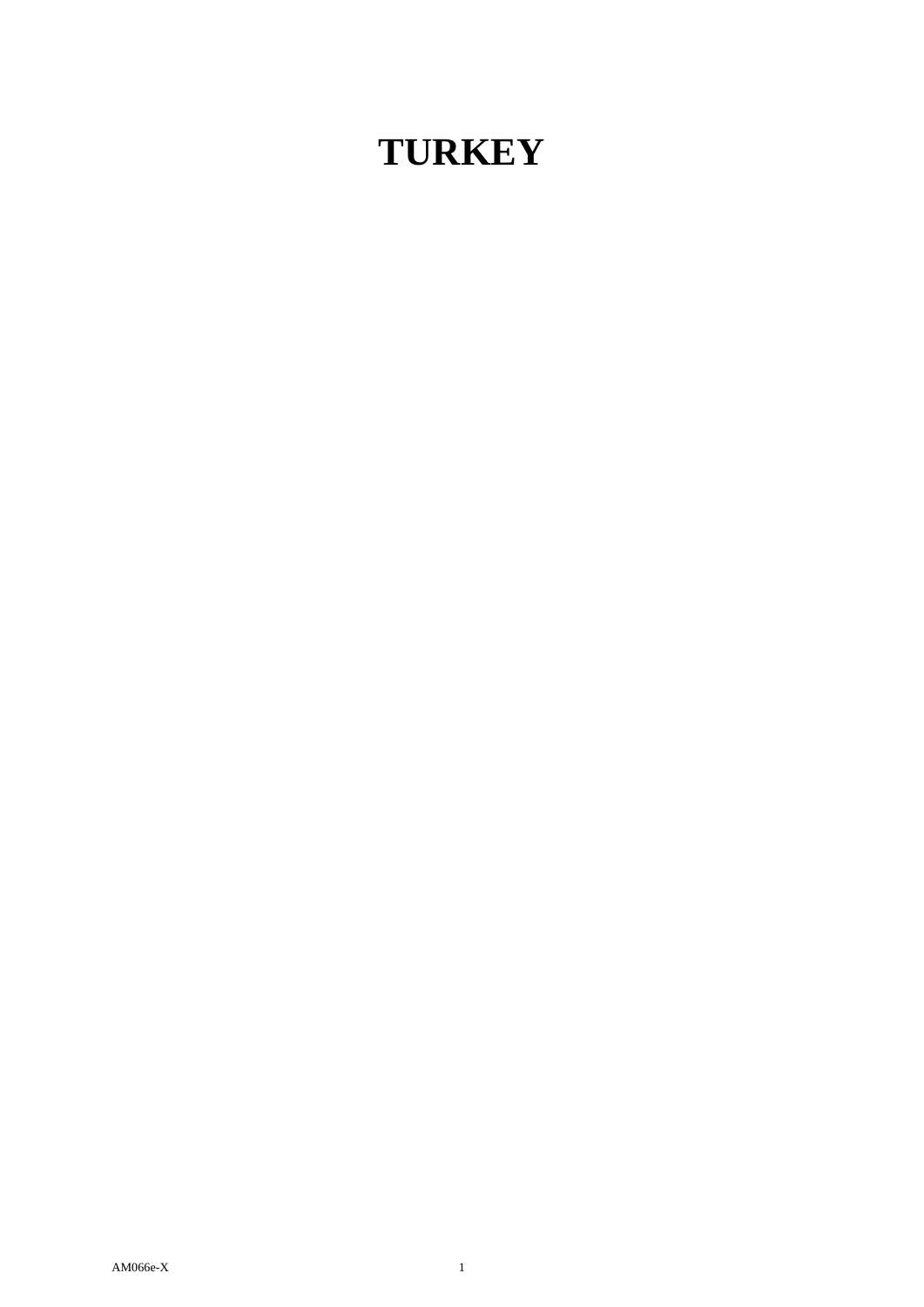# TURKEY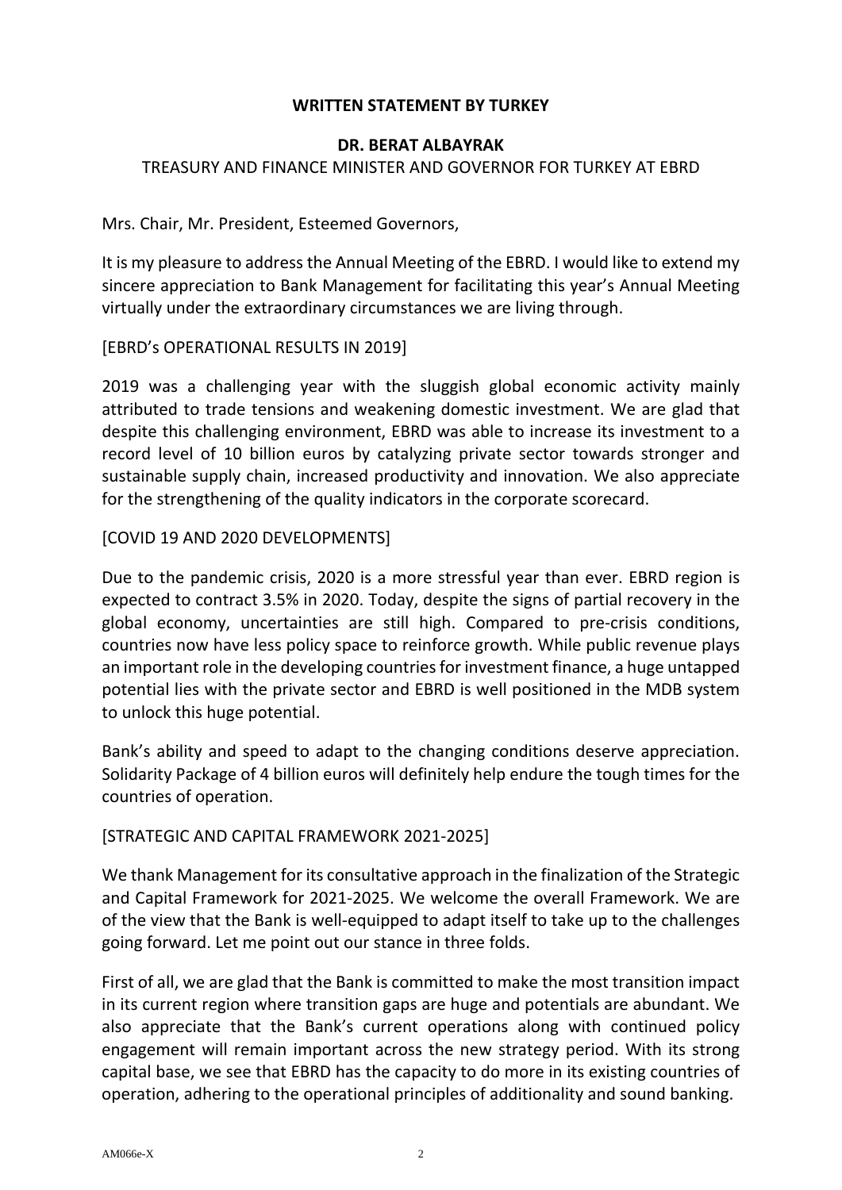**WRITTEN STATEMENT BY TURKEY**

**DR. BERAT ALBAYRAK**

TREASURY AND FINANCE MINISTER AND GOVERNOR FOR TURKEY AT EBRD

Mrs. Chair, Mr. President, Esteemed Governors,

It is my pleasure to address the Annual Meeting of the EBRD. I would like to extend my sincere appreciation to Bank Management for facilitating this year's Annual Meeting virtually under the extraordinary circumstances we are living through.

[EBRD's OPERATIONAL RESULTS IN 2019]

2019 was a challenging year with the sluggish global economic activity mainly attributed to trade tensions and weakening domestic investment. We are glad that despite this challenging environment, EBRD was able to increase its investment to a record level of 10 billion euros by catalyzing private sector towards stronger and sustainable supply chain, increased productivity and innovation. We also appreciate for the strengthening of the quality indicators in the corporate scorecard.

[COVID 19 AND 2020 DEVELOPMENTS]

Due to the pandemic crisis, 2020 is a more stressful year than ever. EBRD region is expected to contract 3.5% in 2020. Today, despite the signs of partial recovery in the global economy, uncertainties are still high. Compared to pre-crisis conditions, countries now have less policy space to reinforce growth. While public revenue plays an important role in the developing countries for investment finance, a huge untapped potential lies with the private sector and EBRD is well positioned in the MDB system to unlock this huge potential.

Bank's ability and speed to adapt to the changing conditions deserve appreciation. Solidarity Package of 4 billion euros will definitely help endure the tough times for the countries of operation.

[STRATEGIC AND CAPITAL FRAMEWORK 2021-2025]

We thank Management for its consultative approach in the finalization of the Strategic and Capital Framework for 2021-2025. We welcome the overall Framework. We are of the view that the Bank is well-equipped to adapt itself to take up to the challenges going forward. Let me point out our stance in three folds.

First of all, we are glad that the Bank is committed to make the most transition impact in its current region where transition gaps are huge and potentials are abundant. We also appreciate that the Bank's current operations along with continued policy engagement will remain important across the new strategy period. With its strong capital base, we see that EBRD has the capacity to do more in its existing countries of operation, adhering to the operational principles of additionality and sound banking.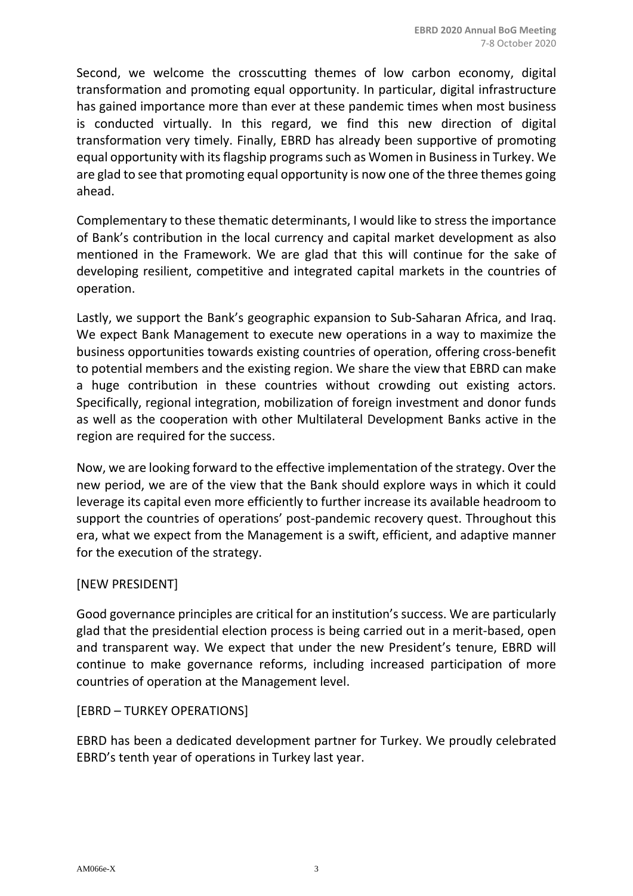Second, we welcome the crosscutting themes of low carbon economy, digital transformation and promoting equal opportunity. In particular, digital infrastructure has gained importance more than ever at these pandemic times when most business is conducted virtually. In this regard, we find this new direction of digital transformation very timely. Finally, EBRD has already been supportive of promoting equal opportunity with its flagship programs such as Women in Business in Turkey. We are glad to see that promoting equal opportunity is now one of the three themes going ahead.

Complementary to these thematic determinants, I would like to stress the importance of Bank's contribution in the local currency and capital market development as also mentioned in the Framework. We are glad that this will continue for the sake of developing resilient, competitive and integrated capital markets in the countries of operation.

Lastly, we support the Bank's geographic expansion to Sub-Saharan Africa, and Iraq. We expect Bank Management to execute new operations in a way to maximize the business opportunities towards existing countries of operation, offering cross-benefit to potential members and the existing region. We share the view that EBRD can make a huge contribution in these countries without crowding out existing actors. Specifically, regional integration, mobilization of foreign investment and donor funds as well as the cooperation with other Multilateral Development Banks active in the region are required for the success.

Now, we are looking forward to the effective implementation of the strategy. Over the new period, we are of the view that the Bank should explore ways in which it could leverage its capital even more efficiently to further increase its available headroom to support the countries of operations' post-pandemic recovery quest. Throughout this era, what we expect from the Management is a swift, efficient, and adaptive manner for the execution of the strategy.

[NEW PRESIDENT]

Good governance principles are critical for an institution's success. We are particularly glad that the presidential election process is being carried out in a merit-based, open and transparent way. We expect that under the new President's tenure, EBRD will continue to make governance reforms, including increased participation of more countries of operation at the Management level.

[EBRD – TURKEY OPERATIONS]

EBRD has been a dedicated development partner for Turkey. We proudly celebrated EBRD's tenth year of operations in Turkey last year.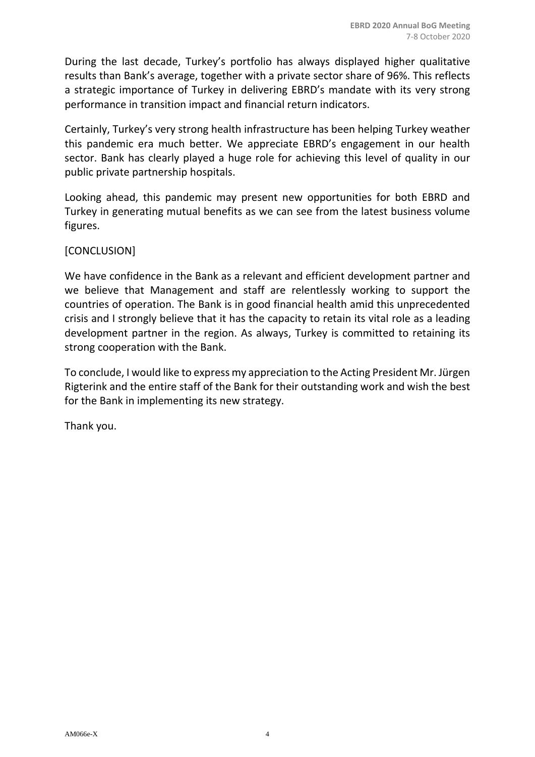During the last decade, Turkey's portfolio has always displayed higher qualitative results than Bank's average, together with a private sector share of 96%. This reflects a strategic importance of Turkey in delivering EBRD's mandate with its very strong performance in transition impact and financial return indicators.

Certainly, Turkey's very strong health infrastructure has been helping Turkey weather this pandemic era much better. We appreciate EBRD's engagement in our health sector. Bank has clearly played a huge role for achieving this level of quality in our public private partnership hospitals.

Looking ahead, this pandemic may present new opportunities for both EBRD and Turkey in generating mutual benefits as we can see from the latest business volume figures.

[CONCLUSION]

We have confidence in the Bank as a relevant and efficient development partner and we believe that Management and staff are relentlessly working to support the countries of operation. The Bank is in good financial health amid this unprecedented crisis and I strongly believe that it has the capacity to retain its vital role as a leading development partner in the region. As always, Turkey is committed to retaining its strong cooperation with the Bank.

To conclude, I would like to express my appreciation to the Acting President Mr. Jürgen Rigterink and the entire staff of the Bank for their outstanding work and wish the best for the Bank in implementing its new strategy.

Thank you.